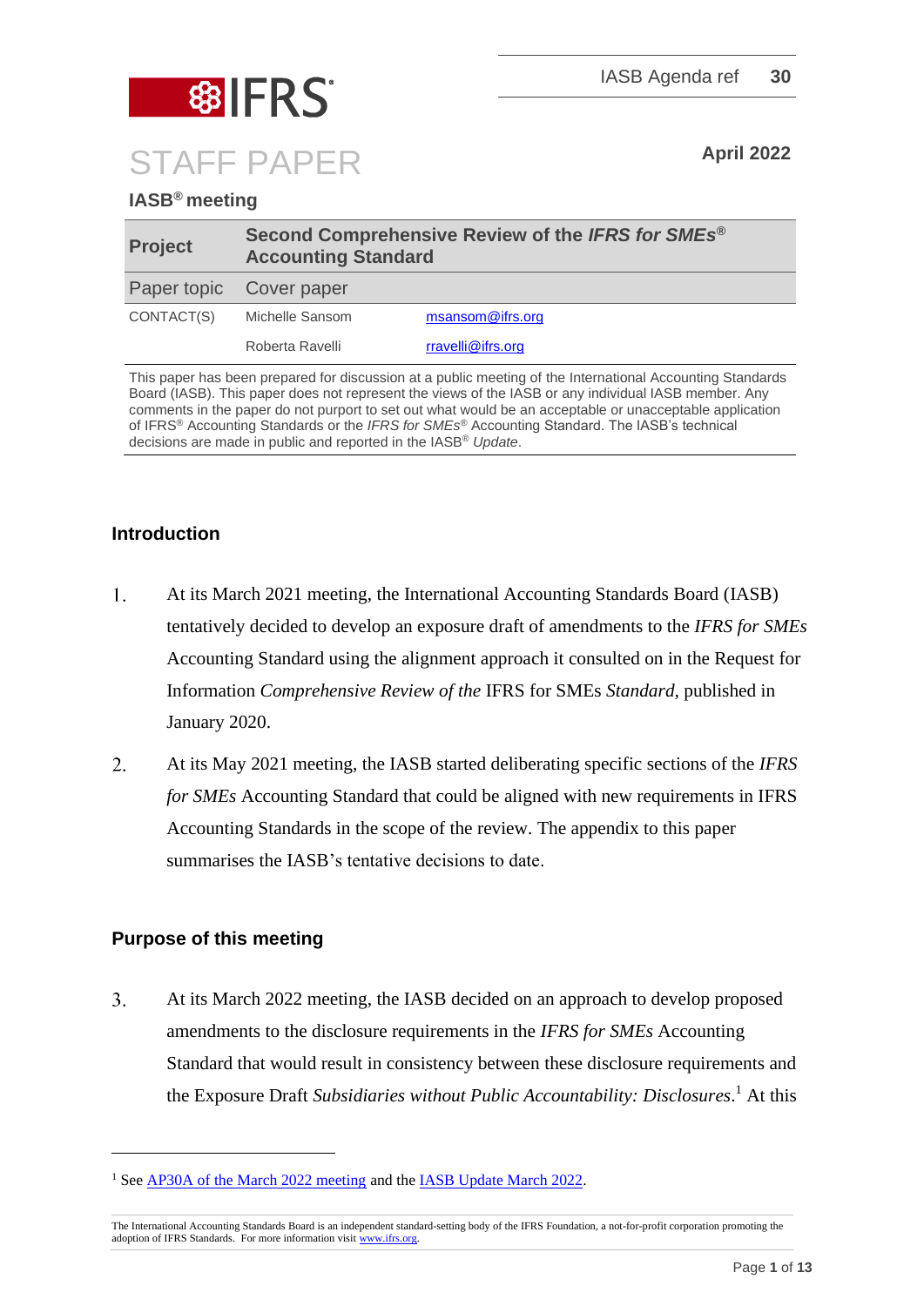IASB Agenda ref **30**

# STAFF PAPER

**April 2022**

**IASB® meeting**

| **Project** | **Second Comprehensive Review of the *IFRS for SMEs®* Accounting Standard** | |
|---|---|---|
| Paper topic | Cover paper | |
| CONTACT(S) | Michelle Sansom | msansom@ifrs.org |
| | Roberta Ravelli | rravelli@ifrs.org |

This paper has been prepared for discussion at a public meeting of the International Accounting Standards Board (IASB). This paper does not represent the views of the IASB or any individual IASB member. Any comments in the paper do not purport to set out what would be an acceptable or unacceptable application of IFRS® Accounting Standards or the *IFRS for SMEs®* Accounting Standard. The IASB's technical decisions are made in public and reported in the IASB® *Update*.

## Introduction

1. At its March 2021 meeting, the International Accounting Standards Board (IASB) tentatively decided to develop an exposure draft of amendments to the *IFRS for SMEs* Accounting Standard using the alignment approach it consulted on in the Request for Information *Comprehensive Review of the* IFRS for SMEs *Standard*, published in January 2020.

2. At its May 2021 meeting, the IASB started deliberating specific sections of the *IFRS for SMEs* Accounting Standard that could be aligned with new requirements in IFRS Accounting Standards in the scope of the review. The appendix to this paper summarises the IASB's tentative decisions to date.

## Purpose of this meeting

3. At its March 2022 meeting, the IASB decided on an approach to develop proposed amendments to the disclosure requirements in the *IFRS for SMEs* Accounting Standard that would result in consistency between these disclosure requirements and the Exposure Draft *Subsidiaries without Public Accountability: Disclosures*.[1] At this

[1] See AP30A of the March 2022 meeting and the IASB Update March 2022.

The International Accounting Standards Board is an independent standard-setting body of the IFRS Foundation, a not-for-profit corporation promoting the adoption of IFRS Standards. For more information visit www.ifrs.org.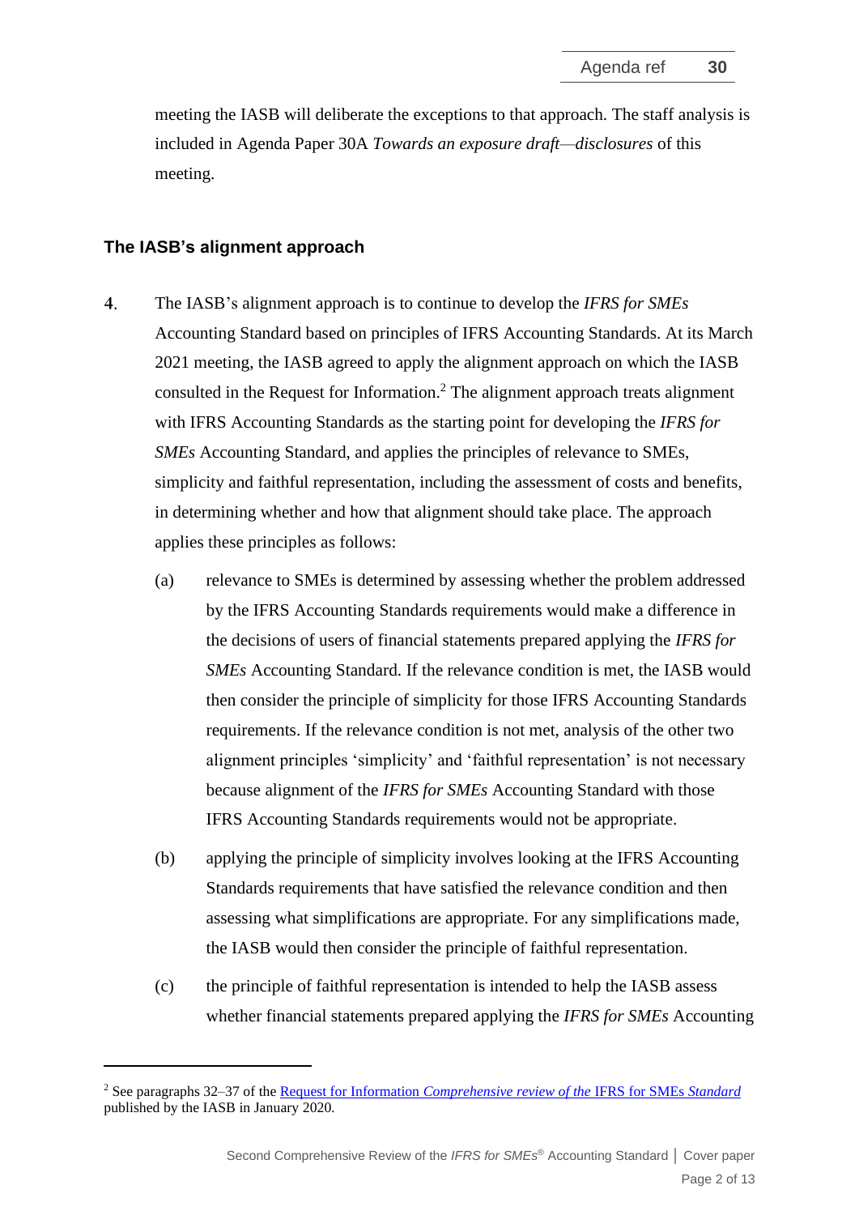meeting the IASB will deliberate the exceptions to that approach. The staff analysis is included in Agenda Paper 30A *Towards an exposure draft—disclosures* of this meeting.

## The IASB's alignment approach

4. The IASB's alignment approach is to continue to develop the *IFRS for SMEs* Accounting Standard based on principles of IFRS Accounting Standards. At its March 2021 meeting, the IASB agreed to apply the alignment approach on which the IASB consulted in the Request for Information.[2] The alignment approach treats alignment with IFRS Accounting Standards as the starting point for developing the *IFRS for SMEs* Accounting Standard, and applies the principles of relevance to SMEs, simplicity and faithful representation, including the assessment of costs and benefits, in determining whether and how that alignment should take place. The approach applies these principles as follows:

   (a) relevance to SMEs is determined by assessing whether the problem addressed by the IFRS Accounting Standards requirements would make a difference in the decisions of users of financial statements prepared applying the *IFRS for SMEs* Accounting Standard. If the relevance condition is met, the IASB would then consider the principle of simplicity for those IFRS Accounting Standards requirements. If the relevance condition is not met, analysis of the other two alignment principles 'simplicity' and 'faithful representation' is not necessary because alignment of the *IFRS for SMEs* Accounting Standard with those IFRS Accounting Standards requirements would not be appropriate.

   (b) applying the principle of simplicity involves looking at the IFRS Accounting Standards requirements that have satisfied the relevance condition and then assessing what simplifications are appropriate. For any simplifications made, the IASB would then consider the principle of faithful representation.

   (c) the principle of faithful representation is intended to help the IASB assess whether financial statements prepared applying the *IFRS for SMEs* Accounting

---

[2] See paragraphs 32–37 of the Request for Information *Comprehensive review of the* IFRS for SMEs *Standard* published by the IASB in January 2020.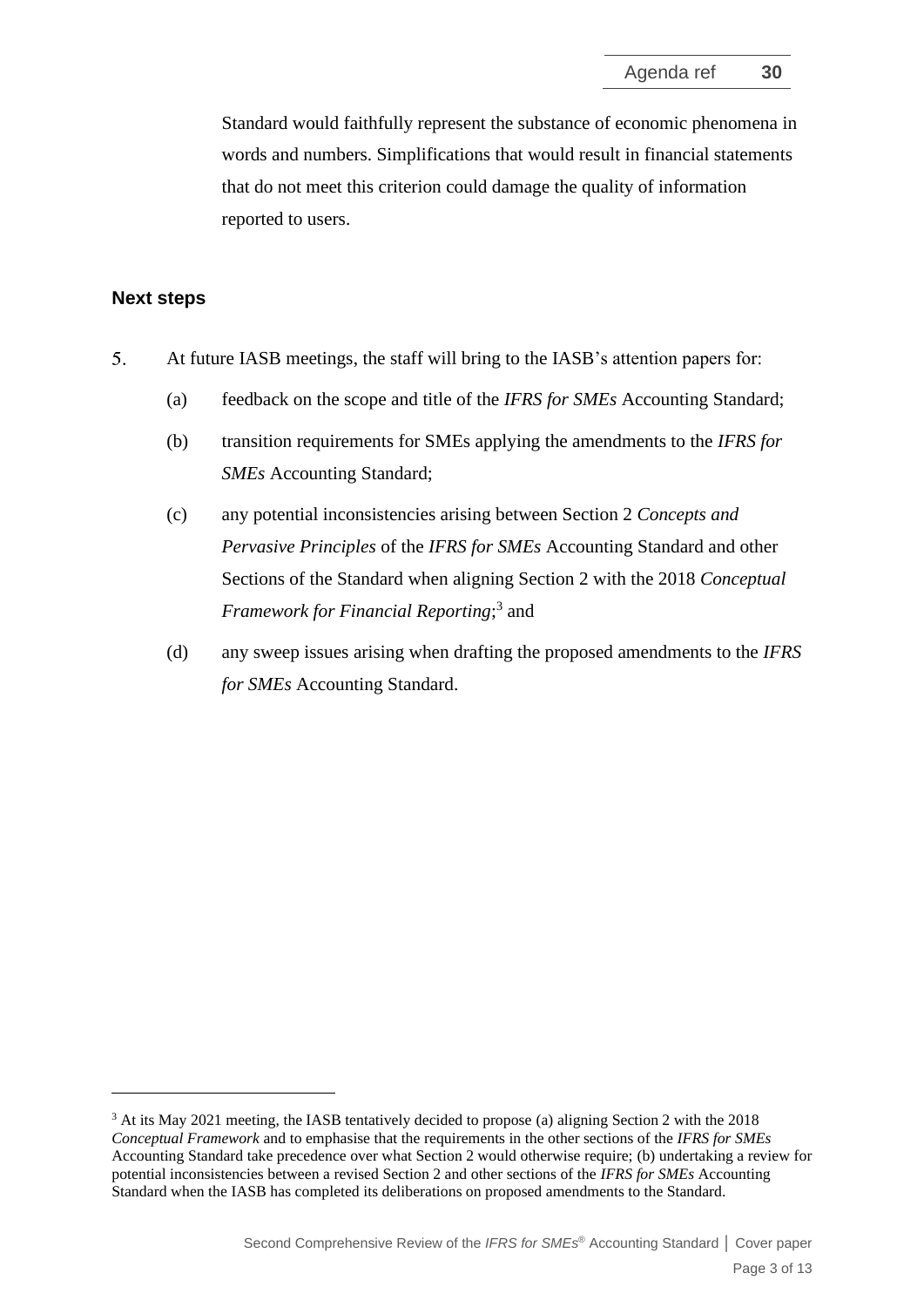Standard would faithfully represent the substance of economic phenomena in words and numbers. Simplifications that would result in financial statements that do not meet this criterion could damage the quality of information reported to users.

## Next steps

5. At future IASB meetings, the staff will bring to the IASB's attention papers for:
   (a) feedback on the scope and title of the *IFRS for SMEs* Accounting Standard;
   (b) transition requirements for SMEs applying the amendments to the *IFRS for SMEs* Accounting Standard;
   (c) any potential inconsistencies arising between Section 2 *Concepts and Pervasive Principles* of the *IFRS for SMEs* Accounting Standard and other Sections of the Standard when aligning Section 2 with the 2018 *Conceptual Framework for Financial Reporting*;[3] and
   (d) any sweep issues arising when drafting the proposed amendments to the *IFRS for SMEs* Accounting Standard.

---

[3] At its May 2021 meeting, the IASB tentatively decided to propose (a) aligning Section 2 with the 2018 *Conceptual Framework* and to emphasise that the requirements in the other sections of the *IFRS for SMEs* Accounting Standard take precedence over what Section 2 would otherwise require; (b) undertaking a review for potential inconsistencies between a revised Section 2 and other sections of the *IFRS for SMEs* Accounting Standard when the IASB has completed its deliberations on proposed amendments to the Standard.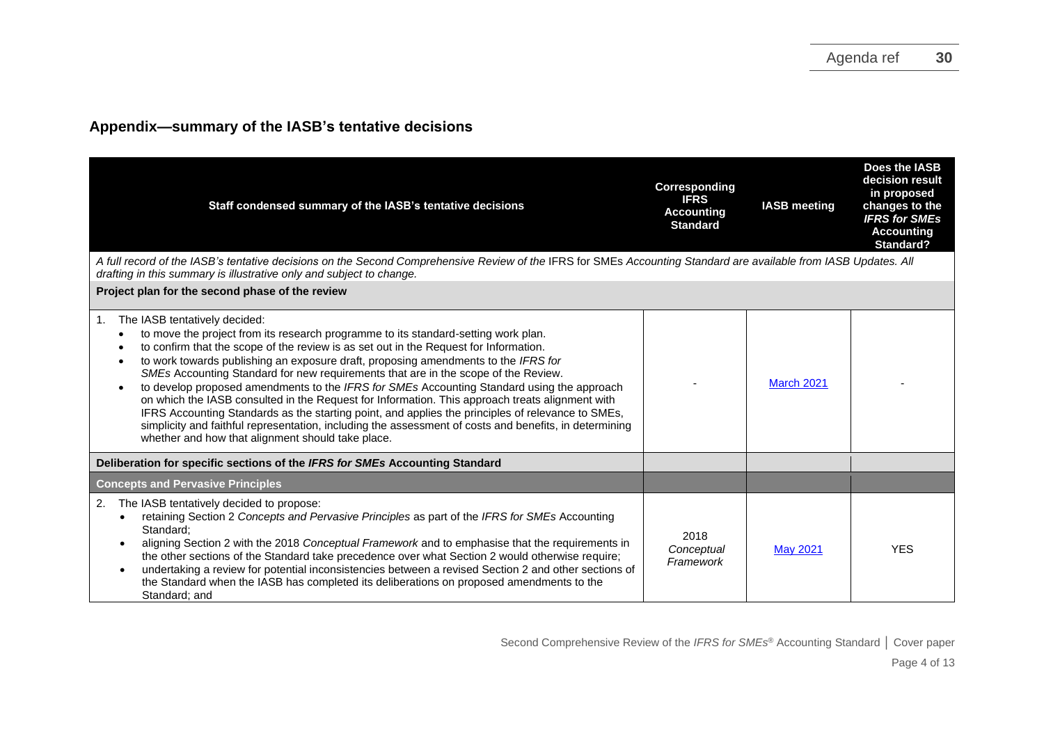## Appendix—summary of the IASB's tentative decisions

| Staff condensed summary of the IASB's tentative decisions | Corresponding IFRS Accounting Standard | IASB meeting | Does the IASB decision result in proposed changes to the *IFRS for SMEs* Accounting Standard? |
|---|---|---|---|
| *A full record of the IASB's tentative decisions on the Second Comprehensive Review of the* IFRS for SMEs *Accounting Standard are available from IASB Updates. All drafting in this summary is illustrative only and subject to change.* | | | |
| **Project plan for the second phase of the review** | | | |
| 1. The IASB tentatively decided:<br>• to move the project from its research programme to its standard-setting work plan.<br>• to confirm that the scope of the review is as set out in the Request for Information.<br>• to work towards publishing an exposure draft, proposing amendments to the *IFRS for SMEs* Accounting Standard for new requirements that are in the scope of the Review.<br>• to develop proposed amendments to the *IFRS for SMEs* Accounting Standard using the approach on which the IASB consulted in the Request for Information. This approach treats alignment with IFRS Accounting Standards as the starting point, and applies the principles of relevance to SMEs, simplicity and faithful representation, including the assessment of costs and benefits, in determining whether and how that alignment should take place. | - | March 2021 | - |
| **Deliberation for specific sections of the *IFRS for SMEs* Accounting Standard** | | | |
| **Concepts and Pervasive Principles** | | | |
| 2. The IASB tentatively decided to propose:<br>• retaining Section 2 *Concepts and Pervasive Principles* as part of the *IFRS for SMEs* Accounting Standard;<br>• aligning Section 2 with the 2018 *Conceptual Framework* and to emphasise that the requirements in the other sections of the Standard take precedence over what Section 2 would otherwise require;<br>• undertaking a review for potential inconsistencies between a revised Section 2 and other sections of the Standard when the IASB has completed its deliberations on proposed amendments to the Standard; and | 2018 *Conceptual Framework* | May 2021 | YES |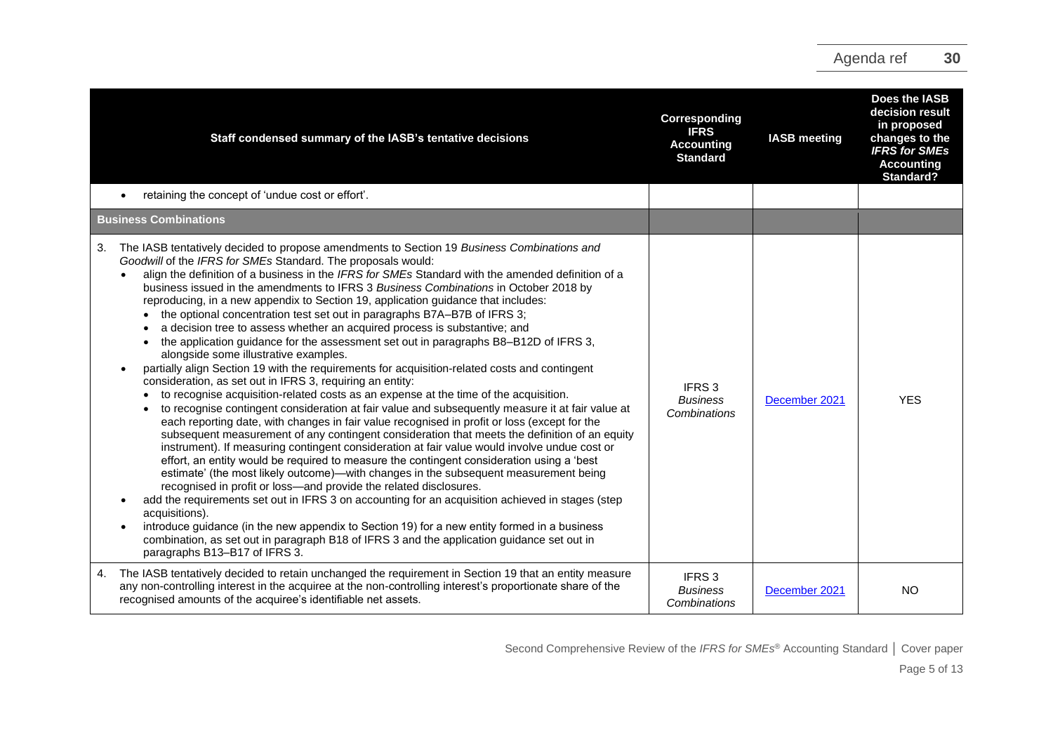| Staff condensed summary of the IASB's tentative decisions | Corresponding IFRS Accounting Standard | IASB meeting | Does the IASB decision result in proposed changes to the *IFRS for SMEs* Accounting Standard? |
|---|---|---|---|
| • retaining the concept of 'undue cost or effort'. | | | |
| **Business Combinations** | | | |
| 3. The IASB tentatively decided to propose amendments to Section 19 *Business Combinations and Goodwill* of the *IFRS for SMEs* Standard. The proposals would:<br>• align the definition of a business in the *IFRS for SMEs* Standard with the amended definition of a business issued in the amendments to IFRS 3 *Business Combinations* in October 2018 by reproducing, in a new appendix to Section 19, application guidance that includes:<br>  • the optional concentration test set out in paragraphs B7A–B7B of IFRS 3;<br>  • a decision tree to assess whether an acquired process is substantive; and<br>  • the application guidance for the assessment set out in paragraphs B8–B12D of IFRS 3, alongside some illustrative examples.<br>• partially align Section 19 with the requirements for acquisition-related costs and contingent consideration, as set out in IFRS 3, requiring an entity:<br>  • to recognise acquisition-related costs as an expense at the time of the acquisition.<br>  • to recognise contingent consideration at fair value and subsequently measure it at fair value at each reporting date, with changes in fair value recognised in profit or loss (except for the subsequent measurement of any contingent consideration that meets the definition of an equity instrument). If measuring contingent consideration at fair value would involve undue cost or effort, an entity would be required to measure the contingent consideration using a 'best estimate' (the most likely outcome)—with changes in the subsequent measurement being recognised in profit or loss—and provide the related disclosures.<br>• add the requirements set out in IFRS 3 on accounting for an acquisition achieved in stages (step acquisitions).<br>• introduce guidance (in the new appendix to Section 19) for a new entity formed in a business combination, as set out in paragraph B18 of IFRS 3 and the application guidance set out in paragraphs B13–B17 of IFRS 3. | IFRS 3 *Business Combinations* | December 2021 | YES |
| 4. The IASB tentatively decided to retain unchanged the requirement in Section 19 that an entity measure any non-controlling interest in the acquiree at the non-controlling interest's proportionate share of the recognised amounts of the acquiree's identifiable net assets. | IFRS 3 *Business Combinations* | December 2021 | NO |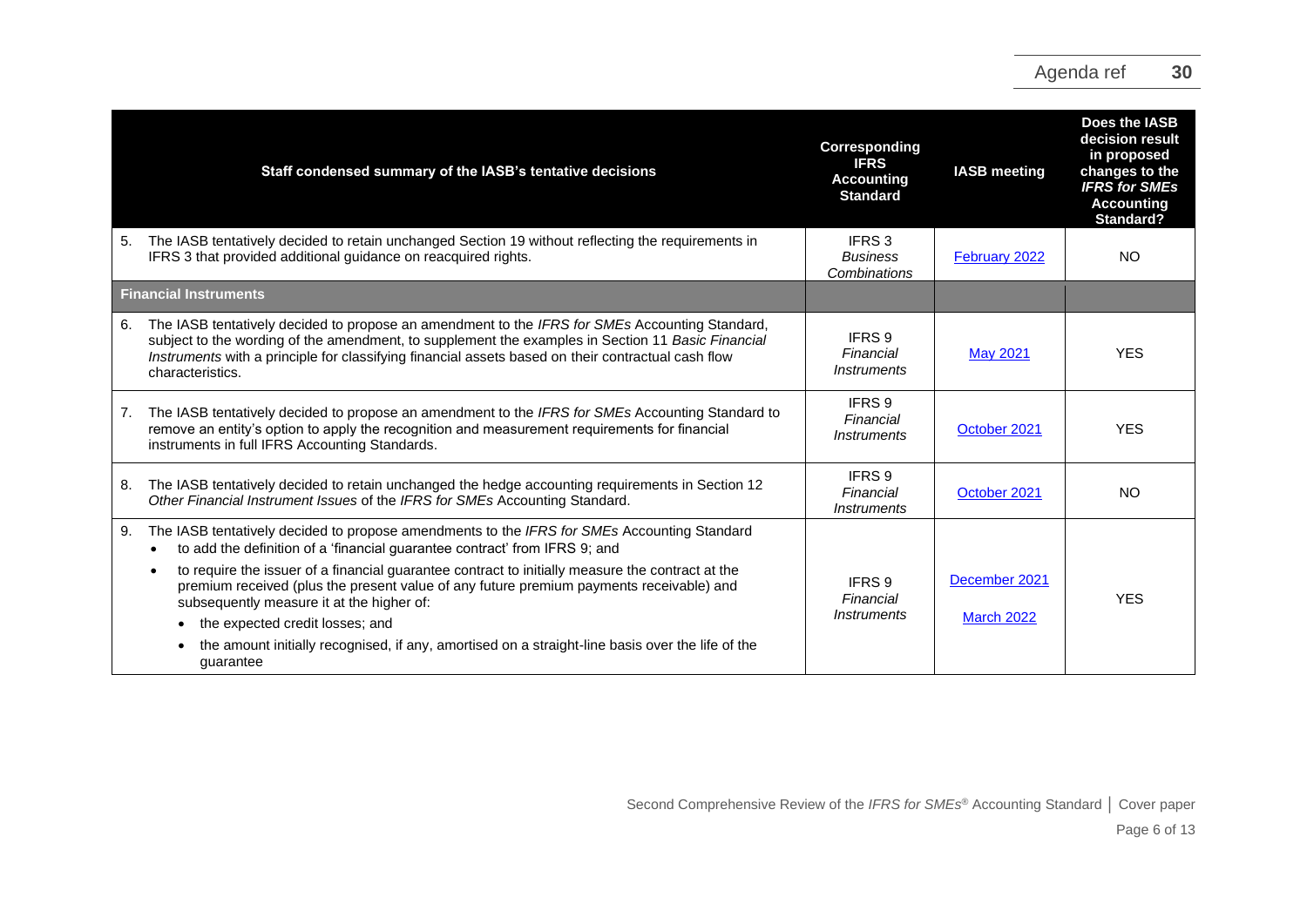| Staff condensed summary of the IASB's tentative decisions | Corresponding IFRS Accounting Standard | IASB meeting | Does the IASB decision result in proposed changes to the *IFRS for SMEs* Accounting Standard? |
|---|---|---|---|
| 5. The IASB tentatively decided to retain unchanged Section 19 without reflecting the requirements in IFRS 3 that provided additional guidance on reacquired rights. | IFRS 3 *Business Combinations* | February 2022 | NO |
| **Financial Instruments** | | | |
| 6. The IASB tentatively decided to propose an amendment to the *IFRS for SMEs* Accounting Standard, subject to the wording of the amendment, to supplement the examples in Section 11 *Basic Financial Instruments* with a principle for classifying financial assets based on their contractual cash flow characteristics. | IFRS 9 *Financial Instruments* | May 2021 | YES |
| 7. The IASB tentatively decided to propose an amendment to the *IFRS for SMEs* Accounting Standard to remove an entity's option to apply the recognition and measurement requirements for financial instruments in full IFRS Accounting Standards. | IFRS 9 *Financial Instruments* | October 2021 | YES |
| 8. The IASB tentatively decided to retain unchanged the hedge accounting requirements in Section 12 *Other Financial Instrument Issues* of the *IFRS for SMEs* Accounting Standard. | IFRS 9 *Financial Instruments* | October 2021 | NO |
| 9. The IASB tentatively decided to propose amendments to the *IFRS for SMEs* Accounting Standard<br>• to add the definition of a 'financial guarantee contract' from IFRS 9; and<br>• to require the issuer of a financial guarantee contract to initially measure the contract at the premium received (plus the present value of any future premium payments receivable) and subsequently measure it at the higher of:<br>  • the expected credit losses; and<br>  • the amount initially recognised, if any, amortised on a straight-line basis over the life of the guarantee | IFRS 9 *Financial Instruments* | December 2021<br>March 2022 | YES |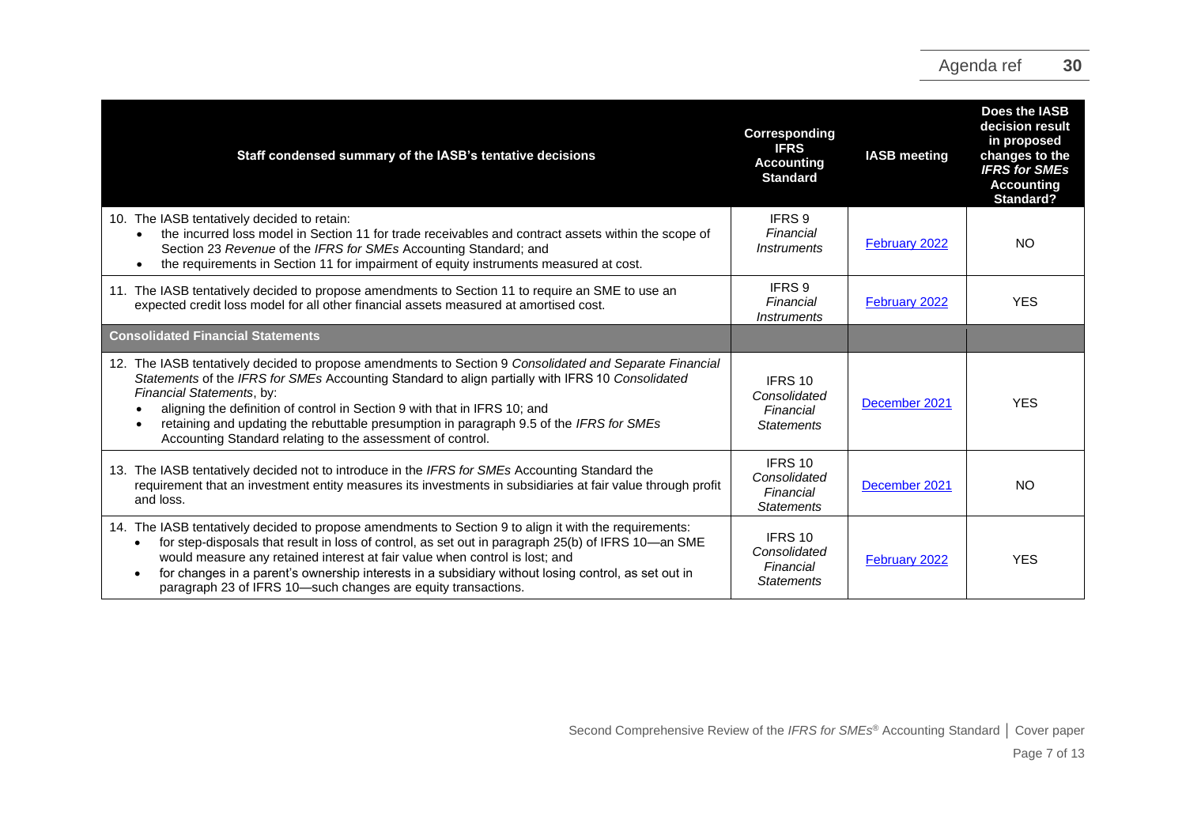| Staff condensed summary of the IASB's tentative decisions | Corresponding IFRS Accounting Standard | IASB meeting | Does the IASB decision result in proposed changes to the *IFRS for SMEs* Accounting Standard? |
|---|---|---|---|
| 10. The IASB tentatively decided to retain:<br>• the incurred loss model in Section 11 for trade receivables and contract assets within the scope of Section 23 *Revenue* of the *IFRS for SMEs* Accounting Standard; and<br>• the requirements in Section 11 for impairment of equity instruments measured at cost. | IFRS 9 *Financial Instruments* | February 2022 | NO |
| 11. The IASB tentatively decided to propose amendments to Section 11 to require an SME to use an expected credit loss model for all other financial assets measured at amortised cost. | IFRS 9 *Financial Instruments* | February 2022 | YES |
| **Consolidated Financial Statements** | | | |
| 12. The IASB tentatively decided to propose amendments to Section 9 *Consolidated and Separate Financial Statements* of the *IFRS for SMEs* Accounting Standard to align partially with IFRS 10 *Consolidated Financial Statements*, by:<br>• aligning the definition of control in Section 9 with that in IFRS 10; and<br>• retaining and updating the rebuttable presumption in paragraph 9.5 of the *IFRS for SMEs* Accounting Standard relating to the assessment of control. | IFRS 10 *Consolidated Financial Statements* | December 2021 | YES |
| 13. The IASB tentatively decided not to introduce in the *IFRS for SMEs* Accounting Standard the requirement that an investment entity measures its investments in subsidiaries at fair value through profit and loss. | IFRS 10 *Consolidated Financial Statements* | December 2021 | NO |
| 14. The IASB tentatively decided to propose amendments to Section 9 to align it with the requirements:<br>• for step-disposals that result in loss of control, as set out in paragraph 25(b) of IFRS 10—an SME would measure any retained interest at fair value when control is lost; and<br>• for changes in a parent's ownership interests in a subsidiary without losing control, as set out in paragraph 23 of IFRS 10—such changes are equity transactions. | IFRS 10 *Consolidated Financial Statements* | February 2022 | YES |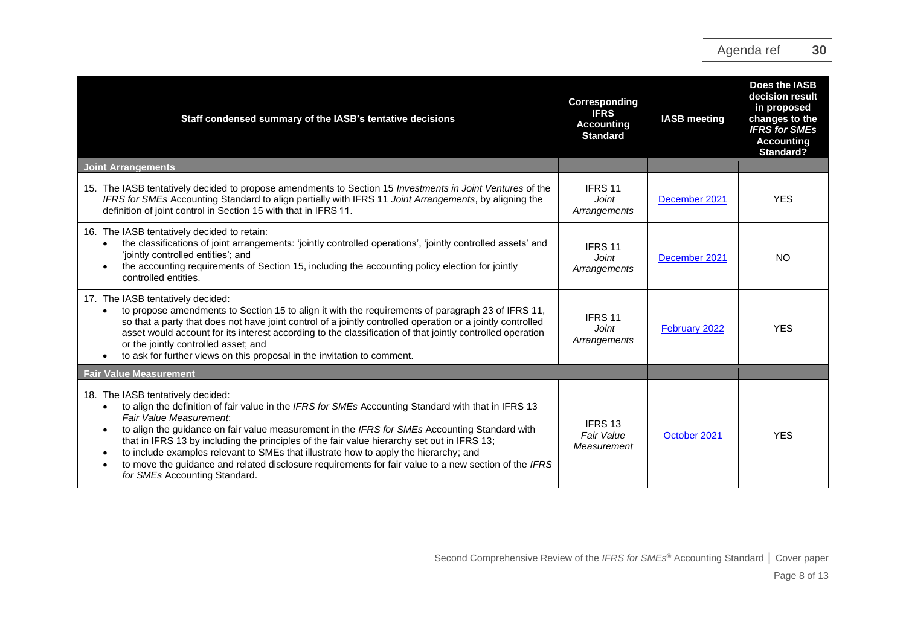| Staff condensed summary of the IASB's tentative decisions | Corresponding IFRS Accounting Standard | IASB meeting | Does the IASB decision result in proposed changes to the *IFRS for SMEs* Accounting Standard? |
|---|---|---|---|
| **Joint Arrangements** | | | |
| 15. The IASB tentatively decided to propose amendments to Section 15 *Investments in Joint Ventures* of the *IFRS for SMEs* Accounting Standard to align partially with IFRS 11 *Joint Arrangements*, by aligning the definition of joint control in Section 15 with that in IFRS 11. | IFRS 11 *Joint Arrangements* | December 2021 | YES |
| 16. The IASB tentatively decided to retain:<br>• the classifications of joint arrangements: 'jointly controlled operations', 'jointly controlled assets' and 'jointly controlled entities'; and<br>• the accounting requirements of Section 15, including the accounting policy election for jointly controlled entities. | IFRS 11 *Joint Arrangements* | December 2021 | NO |
| 17. The IASB tentatively decided:<br>• to propose amendments to Section 15 to align it with the requirements of paragraph 23 of IFRS 11, so that a party that does not have joint control of a jointly controlled operation or a jointly controlled asset would account for its interest according to the classification of that jointly controlled operation or the jointly controlled asset; and<br>• to ask for further views on this proposal in the invitation to comment. | IFRS 11 *Joint Arrangements* | February 2022 | YES |
| **Fair Value Measurement** | | | |
| 18. The IASB tentatively decided:<br>• to align the definition of fair value in the *IFRS for SMEs* Accounting Standard with that in IFRS 13 *Fair Value Measurement*;<br>• to align the guidance on fair value measurement in the *IFRS for SMEs* Accounting Standard with that in IFRS 13 by including the principles of the fair value hierarchy set out in IFRS 13;<br>• to include examples relevant to SMEs that illustrate how to apply the hierarchy; and<br>• to move the guidance and related disclosure requirements for fair value to a new section of the *IFRS for SMEs* Accounting Standard. | IFRS 13 *Fair Value Measurement* | October 2021 | YES |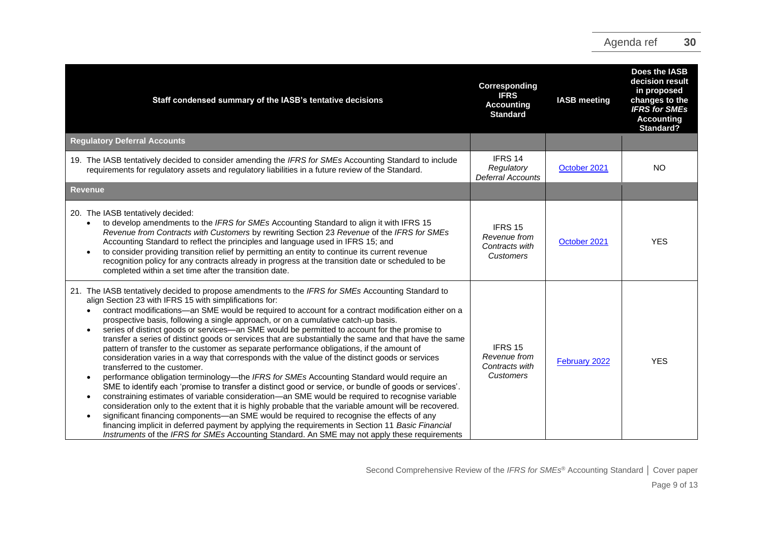| Staff condensed summary of the IASB's tentative decisions | Corresponding IFRS Accounting Standard | IASB meeting | Does the IASB decision result in proposed changes to the *IFRS for SMEs* Accounting Standard? |
|---|---|---|---|
| **Regulatory Deferral Accounts** | | | |
| 19. The IASB tentatively decided to consider amending the *IFRS for SMEs* Accounting Standard to include requirements for regulatory assets and regulatory liabilities in a future review of the Standard. | IFRS 14 *Regulatory Deferral Accounts* | October 2021 | NO |
| **Revenue** | | | |
| 20. The IASB tentatively decided:<br>• to develop amendments to the *IFRS for SMEs* Accounting Standard to align it with IFRS 15 *Revenue from Contracts with Customers* by rewriting Section 23 *Revenue* of the *IFRS for SMEs* Accounting Standard to reflect the principles and language used in IFRS 15; and<br>• to consider providing transition relief by permitting an entity to continue its current revenue recognition policy for any contracts already in progress at the transition date or scheduled to be completed within a set time after the transition date. | IFRS 15 *Revenue from Contracts with Customers* | October 2021 | YES |
| 21. The IASB tentatively decided to propose amendments to the *IFRS for SMEs* Accounting Standard to align Section 23 with IFRS 15 with simplifications for:<br>• contract modifications—an SME would be required to account for a contract modification either on a prospective basis, following a single approach, or on a cumulative catch-up basis.<br>• series of distinct goods or services—an SME would be permitted to account for the promise to transfer a series of distinct goods or services that are substantially the same and that have the same pattern of transfer to the customer as separate performance obligations, if the amount of consideration varies in a way that corresponds with the value of the distinct goods or services transferred to the customer.<br>• performance obligation terminology—the *IFRS for SMEs* Accounting Standard would require an SME to identify each 'promise to transfer a distinct good or service, or bundle of goods or services'.<br>• constraining estimates of variable consideration—an SME would be required to recognise variable consideration only to the extent that it is highly probable that the variable amount will be recovered.<br>• significant financing components—an SME would be required to recognise the effects of any financing implicit in deferred payment by applying the requirements in Section 11 *Basic Financial Instruments* of the *IFRS for SMEs* Accounting Standard. An SME may not apply these requirements | IFRS 15 *Revenue from Contracts with Customers* | February 2022 | YES |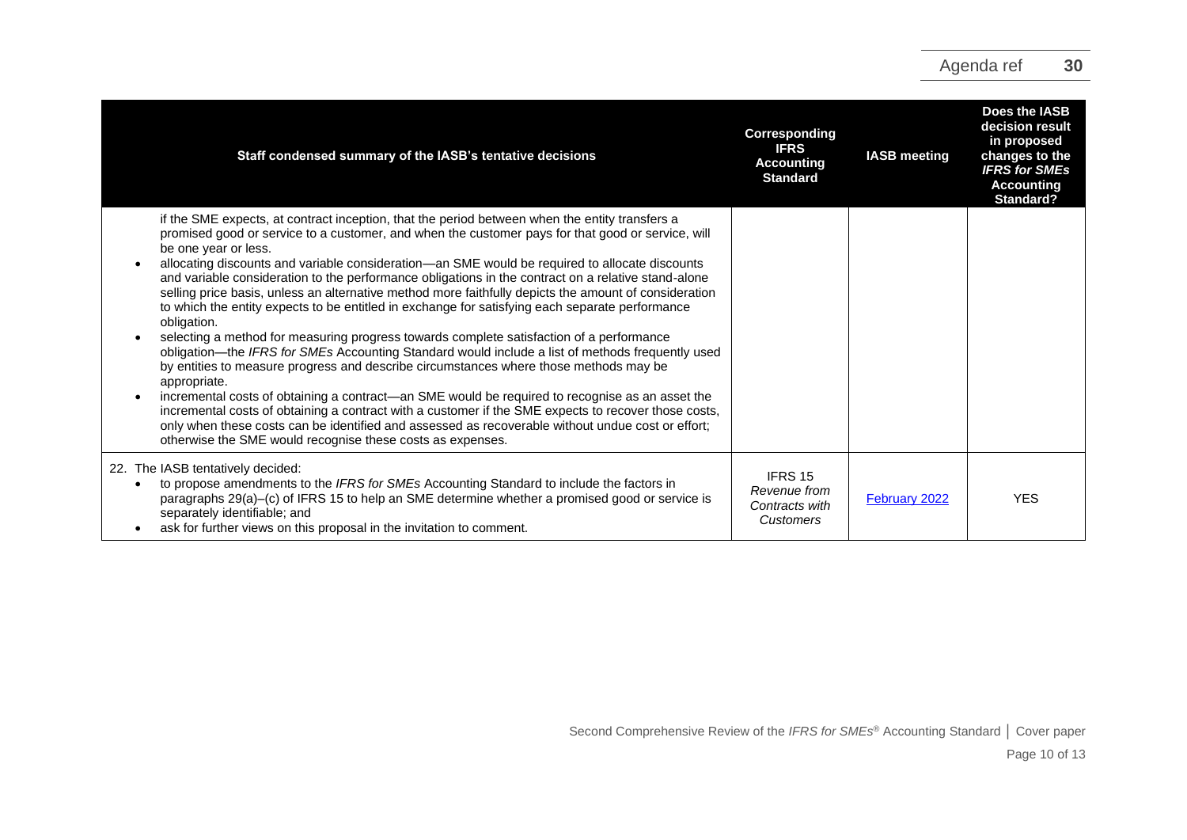| Staff condensed summary of the IASB's tentative decisions | Corresponding IFRS Accounting Standard | IASB meeting | Does the IASB decision result in proposed changes to the *IFRS for SMEs* Accounting Standard? |
|---|---|---|---|
| if the SME expects, at contract inception, that the period between when the entity transfers a promised good or service to a customer, and when the customer pays for that good or service, will be one year or less.<br>• allocating discounts and variable consideration—an SME would be required to allocate discounts and variable consideration to the performance obligations in the contract on a relative stand-alone selling price basis, unless an alternative method more faithfully depicts the amount of consideration to which the entity expects to be entitled in exchange for satisfying each separate performance obligation.<br>• selecting a method for measuring progress towards complete satisfaction of a performance obligation—the *IFRS for SMEs* Accounting Standard would include a list of methods frequently used by entities to measure progress and describe circumstances where those methods may be appropriate.<br>• incremental costs of obtaining a contract—an SME would be required to recognise as an asset the incremental costs of obtaining a contract with a customer if the SME expects to recover those costs, only when these costs can be identified and assessed as recoverable without undue cost or effort; otherwise the SME would recognise these costs as expenses. | | | |
| 22. The IASB tentatively decided:<br>• to propose amendments to the *IFRS for SMEs* Accounting Standard to include the factors in paragraphs 29(a)–(c) of IFRS 15 to help an SME determine whether a promised good or service is separately identifiable; and<br>• ask for further views on this proposal in the invitation to comment. | IFRS 15 *Revenue from Contracts with Customers* | February 2022 | YES |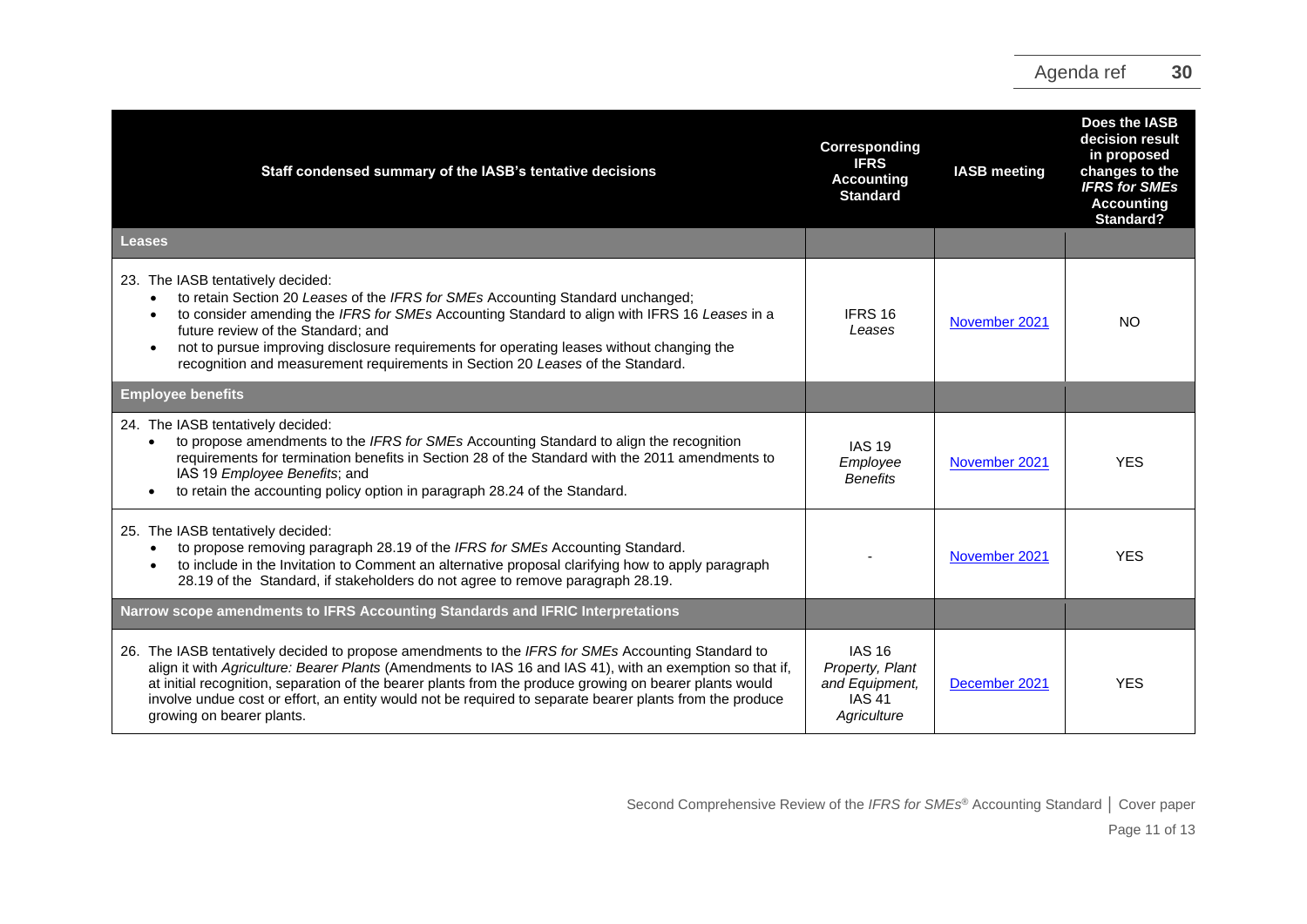| Staff condensed summary of the IASB's tentative decisions | Corresponding IFRS Accounting Standard | IASB meeting | Does the IASB decision result in proposed changes to the *IFRS for SMEs* Accounting Standard? |
|---|---|---|---|
| **Leases** | | | |
| 23. The IASB tentatively decided:<br>• to retain Section 20 *Leases* of the *IFRS for SMEs* Accounting Standard unchanged;<br>• to consider amending the *IFRS for SMEs* Accounting Standard to align with IFRS 16 *Leases* in a future review of the Standard; and<br>• not to pursue improving disclosure requirements for operating leases without changing the recognition and measurement requirements in Section 20 *Leases* of the Standard. | IFRS 16 *Leases* | November 2021 | NO |
| **Employee benefits** | | | |
| 24. The IASB tentatively decided:<br>• to propose amendments to the *IFRS for SMEs* Accounting Standard to align the recognition requirements for termination benefits in Section 28 of the Standard with the 2011 amendments to IAS 19 *Employee Benefits*; and<br>• to retain the accounting policy option in paragraph 28.24 of the Standard. | IAS 19 *Employee Benefits* | November 2021 | YES |
| 25. The IASB tentatively decided:<br>• to propose removing paragraph 28.19 of the *IFRS for SMEs* Accounting Standard.<br>• to include in the Invitation to Comment an alternative proposal clarifying how to apply paragraph 28.19 of the Standard, if stakeholders do not agree to remove paragraph 28.19. | - | November 2021 | YES |
| **Narrow scope amendments to IFRS Accounting Standards and IFRIC Interpretations** | | | |
| 26. The IASB tentatively decided to propose amendments to the *IFRS for SMEs* Accounting Standard to align it with *Agriculture: Bearer Plants* (Amendments to IAS 16 and IAS 41), with an exemption so that if, at initial recognition, separation of the bearer plants from the produce growing on bearer plants would involve undue cost or effort, an entity would not be required to separate bearer plants from the produce growing on bearer plants. | IAS 16 *Property, Plant and Equipment*, IAS 41 *Agriculture* | December 2021 | YES |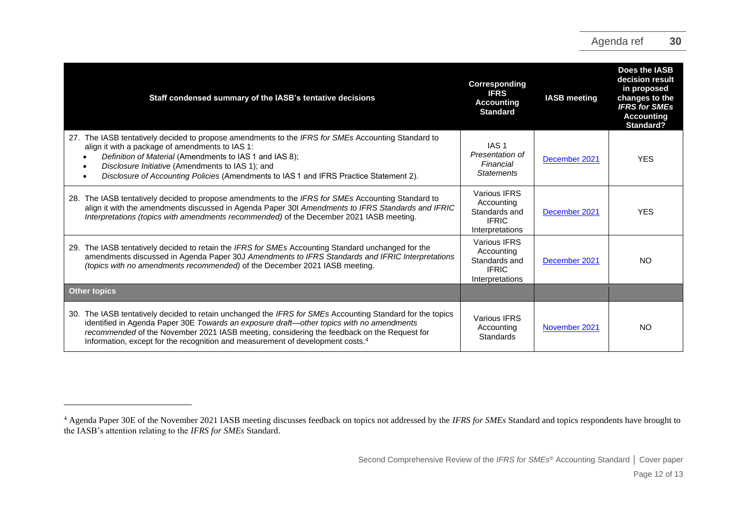| Staff condensed summary of the IASB's tentative decisions | Corresponding IFRS Accounting Standard | IASB meeting | Does the IASB decision result in proposed changes to the *IFRS for SMEs* Accounting Standard? |
|---|---|---|---|
| 27. The IASB tentatively decided to propose amendments to the *IFRS for SMEs* Accounting Standard to align it with a package of amendments to IAS 1:<br>• *Definition of Material* (Amendments to IAS 1 and IAS 8);<br>• *Disclosure Initiative* (Amendments to IAS 1); and<br>• *Disclosure of Accounting Policies* (Amendments to IAS 1 and IFRS Practice Statement 2). | IAS 1 *Presentation of Financial Statements* | December 2021 | YES |
| 28. The IASB tentatively decided to propose amendments to the *IFRS for SMEs* Accounting Standard to align it with the amendments discussed in Agenda Paper 30I *Amendments to IFRS Standards and IFRIC Interpretations (topics with amendments recommended)* of the December 2021 IASB meeting. | Various IFRS Accounting Standards and IFRIC Interpretations | December 2021 | YES |
| 29. The IASB tentatively decided to retain the *IFRS for SMEs* Accounting Standard unchanged for the amendments discussed in Agenda Paper 30J *Amendments to IFRS Standards and IFRIC Interpretations (topics with no amendments recommended)* of the December 2021 IASB meeting. | Various IFRS Accounting Standards and IFRIC Interpretations | December 2021 | NO |
| **Other topics** | | | |
| 30. The IASB tentatively decided to retain unchanged the *IFRS for SMEs* Accounting Standard for the topics identified in Agenda Paper 30E *Towards an exposure draft—other topics with no amendments recommended* of the November 2021 IASB meeting, considering the feedback on the Request for Information, except for the recognition and measurement of development costs.[4] | Various IFRS Accounting Standards | November 2021 | NO |

[4] Agenda Paper 30E of the November 2021 IASB meeting discusses feedback on topics not addressed by the *IFRS for SMEs* Standard and topics respondents have brought to the IASB's attention relating to the *IFRS for SMEs* Standard.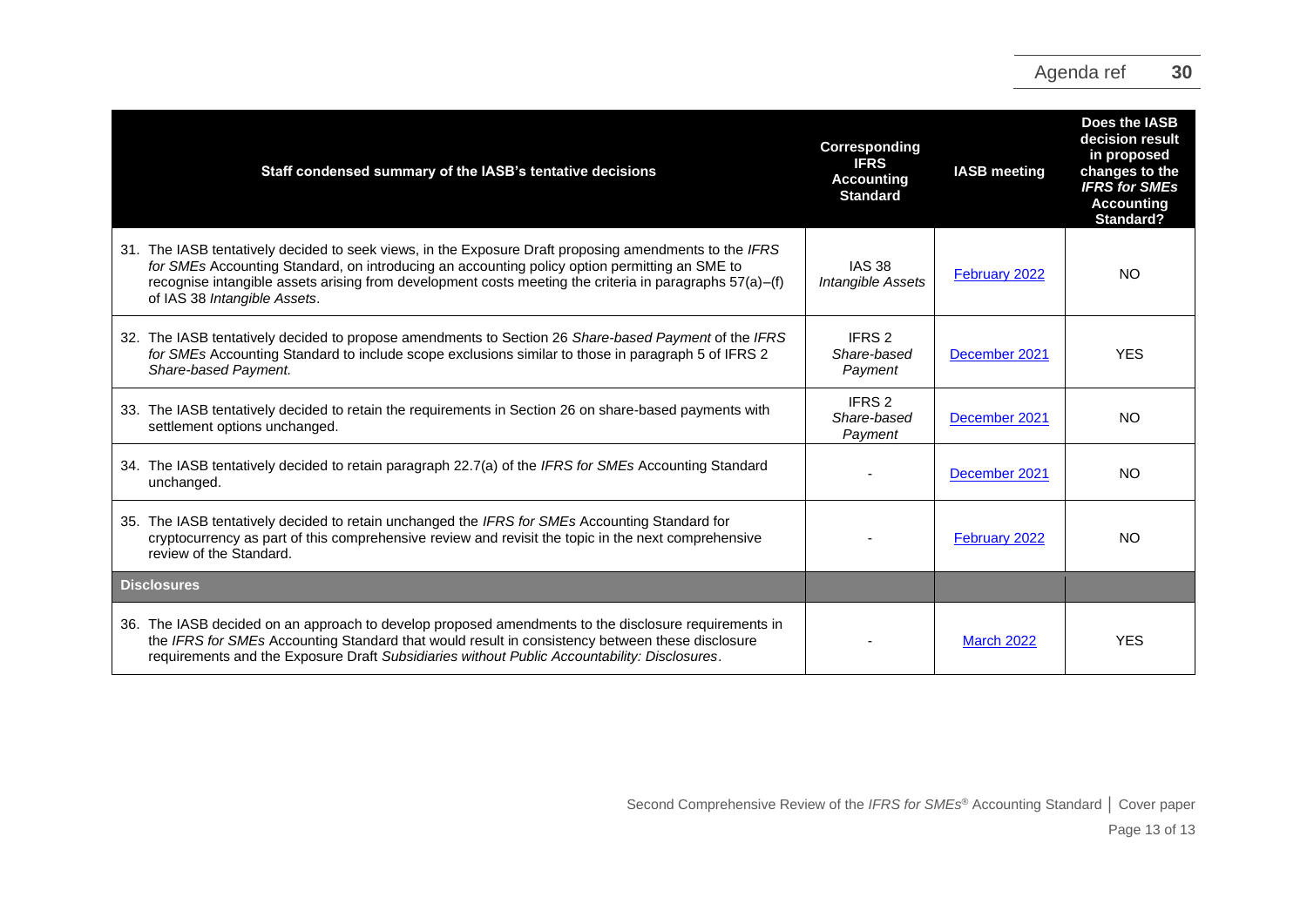| Staff condensed summary of the IASB's tentative decisions | Corresponding IFRS Accounting Standard | IASB meeting | Does the IASB decision result in proposed changes to the *IFRS for SMEs* Accounting Standard? |
|---|---|---|---|
| 31. The IASB tentatively decided to seek views, in the Exposure Draft proposing amendments to the *IFRS for SMEs* Accounting Standard, on introducing an accounting policy option permitting an SME to recognise intangible assets arising from development costs meeting the criteria in paragraphs 57(a)–(f) of IAS 38 *Intangible Assets*. | IAS 38 *Intangible Assets* | February 2022 | NO |
| 32. The IASB tentatively decided to propose amendments to Section 26 *Share-based Payment* of the *IFRS for SMEs* Accounting Standard to include scope exclusions similar to those in paragraph 5 of IFRS 2 *Share-based Payment.* | IFRS 2 *Share-based Payment* | December 2021 | YES |
| 33. The IASB tentatively decided to retain the requirements in Section 26 on share-based payments with settlement options unchanged. | IFRS 2 *Share-based Payment* | December 2021 | NO |
| 34. The IASB tentatively decided to retain paragraph 22.7(a) of the *IFRS for SMEs* Accounting Standard unchanged. | - | December 2021 | NO |
| 35. The IASB tentatively decided to retain unchanged the *IFRS for SMEs* Accounting Standard for cryptocurrency as part of this comprehensive review and revisit the topic in the next comprehensive review of the Standard. | - | February 2022 | NO |
| **Disclosures** | | | |
| 36. The IASB decided on an approach to develop proposed amendments to the disclosure requirements in the *IFRS for SMEs* Accounting Standard that would result in consistency between these disclosure requirements and the Exposure Draft *Subsidiaries without Public Accountability: Disclosures*. | - | March 2022 | YES |